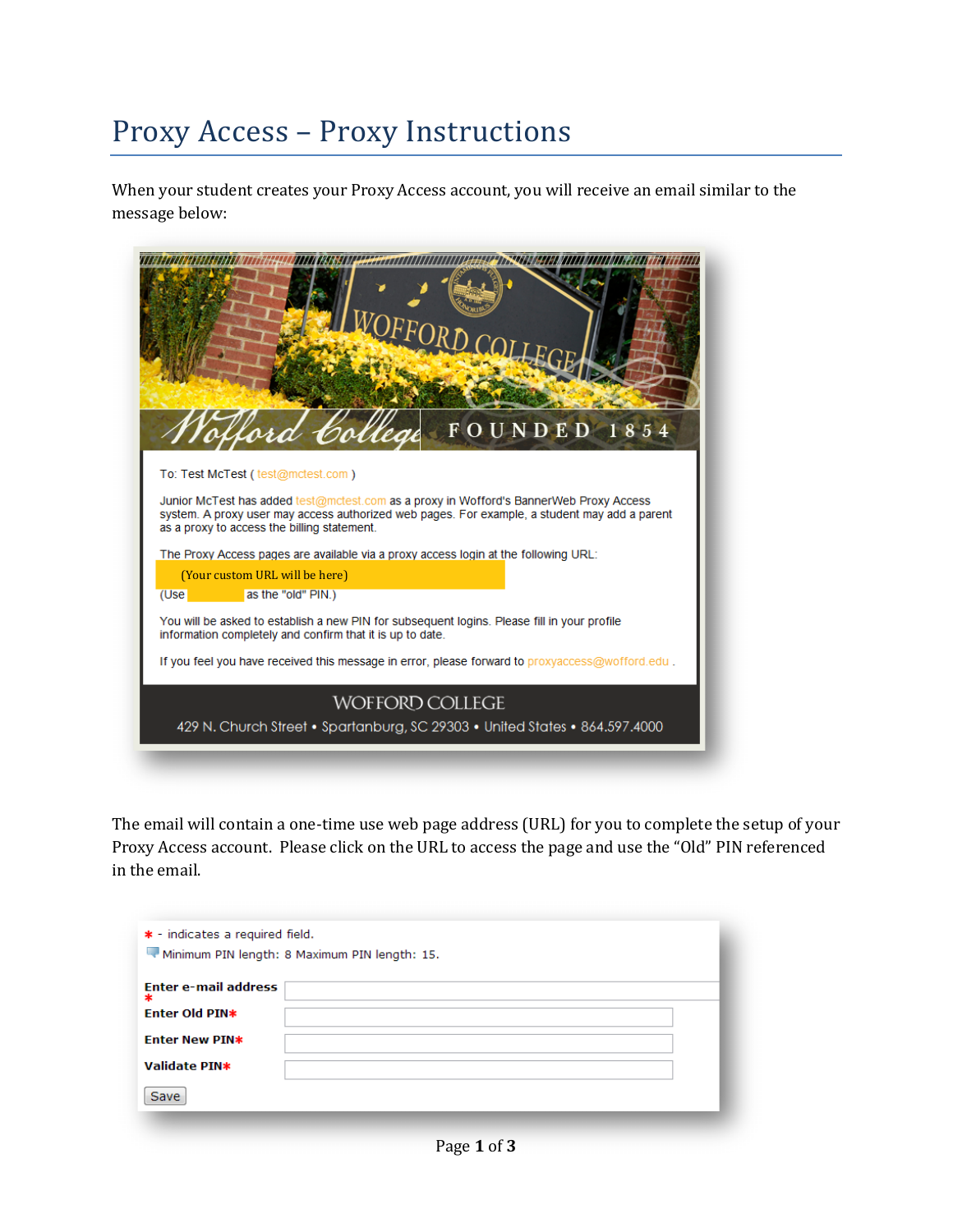# Proxy Access – Proxy Instructions

When your student creates your Proxy Access account, you will receive an email similar to the message below:

Wofford College FOUNDED 1854

To: Test McTest ( test@mctest.com )

Junior McTest has added test@mctest.com as a proxy in Wofford's BannerWeb Proxy Access system. A proxy user may access authorized web pages. For example, a student may add a parent as a proxy to access the billing statement.

The Proxy Access pages are available via a proxy access login at the following URL:

(Your custom URL will be here)

(Use as the "old" PIN.)

You will be asked to establish a new PIN for subsequent logins. Please fill in your profile information completely and confirm that it is up to date.

If you feel you have received this message in error, please forward to proxyaccess@wofford.edu .

WOFFORD COLLEGE

429 N. Church Street • Spartanburg, SC 29303 • United States • 864.597.4000

The email will contain a one-time use web page address (URL) for you to complete the setup of your Proxy Access account. Please click on the URL to access the page and use the "Old" PIN referenced in the email.

* - indicates a required field.

Minimum PIN length: 8 Maximum PIN length: 15.

**Enter e-mail address***

**Enter Old PIN***

**Enter New PIN***

**Validate PIN***

Save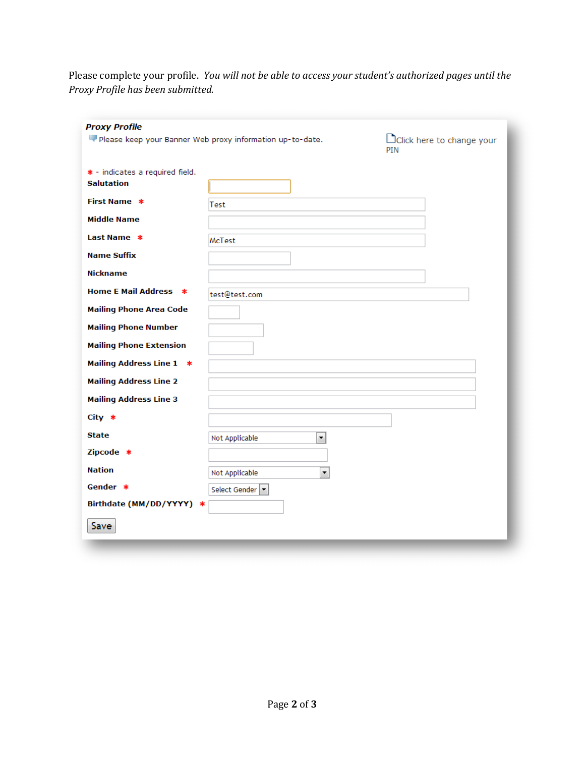Please complete your profile. *You will not be able to access your student's authorized pages until the Proxy Profile has been submitted.*

***Proxy Profile***

Please keep your Banner Web proxy information up-to-date.

Click here to change your PIN

* - indicates a required field.

| Field | Value |
|---|---|
| **Salutation** | |
| **First Name** * | Test |
| **Middle Name** | |
| **Last Name** * | McTest |
| **Name Suffix** | |
| **Nickname** | |
| **Home E Mail Address** * | test@test.com |
| **Mailing Phone Area Code** | |
| **Mailing Phone Number** | |
| **Mailing Phone Extension** | |
| **Mailing Address Line 1** * | |
| **Mailing Address Line 2** | |
| **Mailing Address Line 3** | |
| **City** * | |
| **State** | Not Applicable |
| **Zipcode** * | |
| **Nation** | Not Applicable |
| **Gender** * | Select Gender |
| **Birthdate (MM/DD/YYYY)** * | |

Save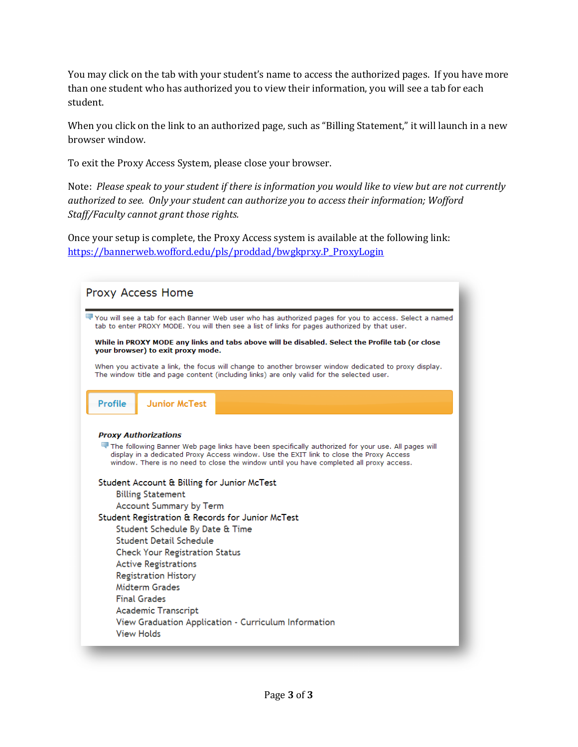You may click on the tab with your student's name to access the authorized pages. If you have more than one student who has authorized you to view their information, you will see a tab for each student.

When you click on the link to an authorized page, such as "Billing Statement," it will launch in a new browser window.

To exit the Proxy Access System, please close your browser.

Note: *Please speak to your student if there is information you would like to view but are not currently authorized to see. Only your student can authorize you to access their information; Wofford Staff/Faculty cannot grant those rights.*

Once your setup is complete, the Proxy Access system is available at the following link: https://bannerweb.wofford.edu/pls/proddad/bwgkprxy.P_ProxyLogin

## Proxy Access Home

You will see a tab for each Banner Web user who has authorized pages for you to access. Select a named tab to enter PROXY MODE. You will then see a list of links for pages authorized by that user.

**While in PROXY MODE any links and tabs above will be disabled. Select the Profile tab (or close your browser) to exit proxy mode.**

When you activate a link, the focus will change to another browser window dedicated to proxy display. The window title and page content (including links) are only valid for the selected user.

Profile | Junior McTest

***Proxy Authorizations***

The following Banner Web page links have been specifically authorized for your use. All pages will display in a dedicated Proxy Access window. Use the EXIT link to close the Proxy Access window. There is no need to close the window until you have completed all proxy access.

Student Account & Billing for Junior McTest
- Billing Statement
- Account Summary by Term

Student Registration & Records for Junior McTest
- Student Schedule By Date & Time
- Student Detail Schedule
- Check Your Registration Status
- Active Registrations
- Registration History
- Midterm Grades
- Final Grades
- Academic Transcript
- View Graduation Application - Curriculum Information
- View Holds